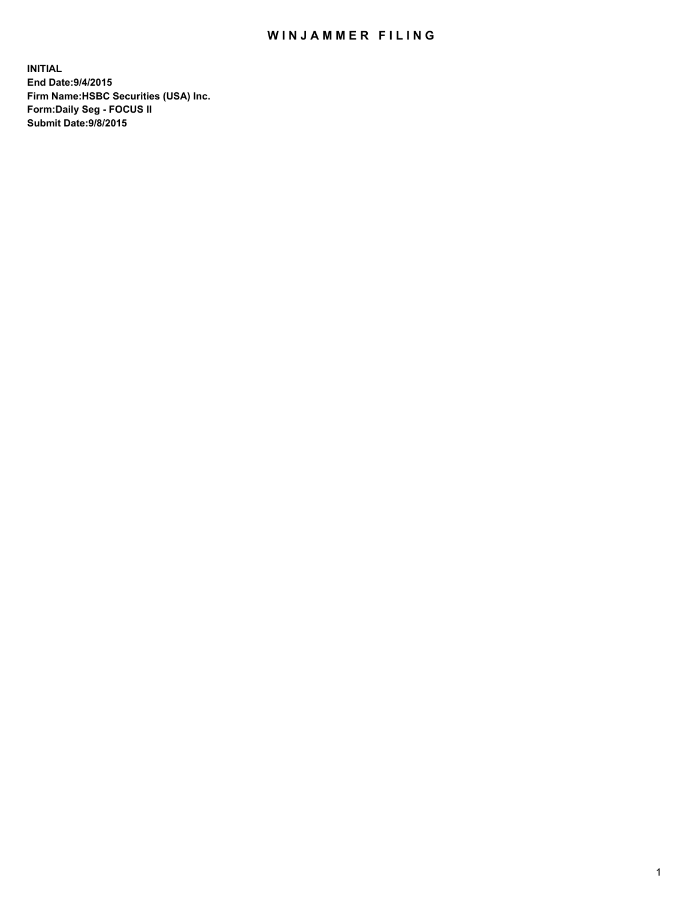# WINJAMMER FILING

**INITIAL**
**End Date:9/4/2015**
**Firm Name:HSBC Securities (USA) Inc.**
**Form:Daily Seg - FOCUS II**
**Submit Date:9/8/2015**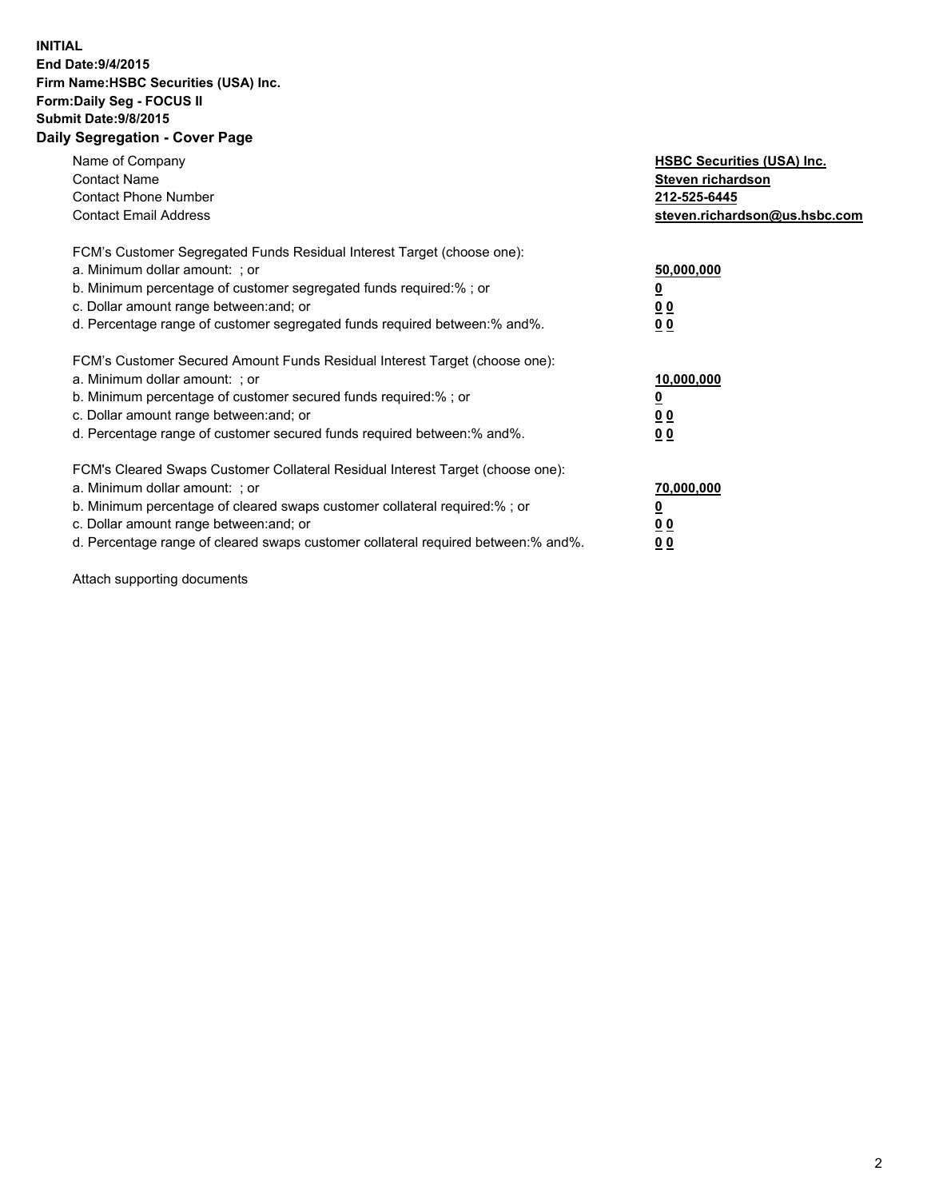**INITIAL**
**End Date:9/4/2015**
**Firm Name:HSBC Securities (USA) Inc.**
**Form:Daily Seg - FOCUS II**
**Submit Date:9/8/2015**

## Daily Segregation - Cover Page

| | |
|---|---|
| Name of Company | **HSBC Securities (USA) Inc.** |
| Contact Name | **Steven richardson** |
| Contact Phone Number | **212-525-6445** |
| Contact Email Address | **steven.richardson@us.hsbc.com** |

| | |
|---|---|
| FCM's Customer Segregated Funds Residual Interest Target (choose one): | |
| a. Minimum dollar amount: ; or | **50,000,000** |
| b. Minimum percentage of customer segregated funds required:% ; or | **0** |
| c. Dollar amount range between:and; or | **0 0** |
| d. Percentage range of customer segregated funds required between:% and%. | **0 0** |
| FCM's Customer Secured Amount Funds Residual Interest Target (choose one): | |
| a. Minimum dollar amount: ; or | **10,000,000** |
| b. Minimum percentage of customer secured funds required:% ; or | **0** |
| c. Dollar amount range between:and; or | **0 0** |
| d. Percentage range of customer secured funds required between:% and%. | **0 0** |
| FCM's Cleared Swaps Customer Collateral Residual Interest Target (choose one): | |
| a. Minimum dollar amount: ; or | **70,000,000** |
| b. Minimum percentage of cleared swaps customer collateral required:% ; or | **0** |
| c. Dollar amount range between:and; or | **0 0** |
| d. Percentage range of cleared swaps customer collateral required between:% and%. | **0 0** |

Attach supporting documents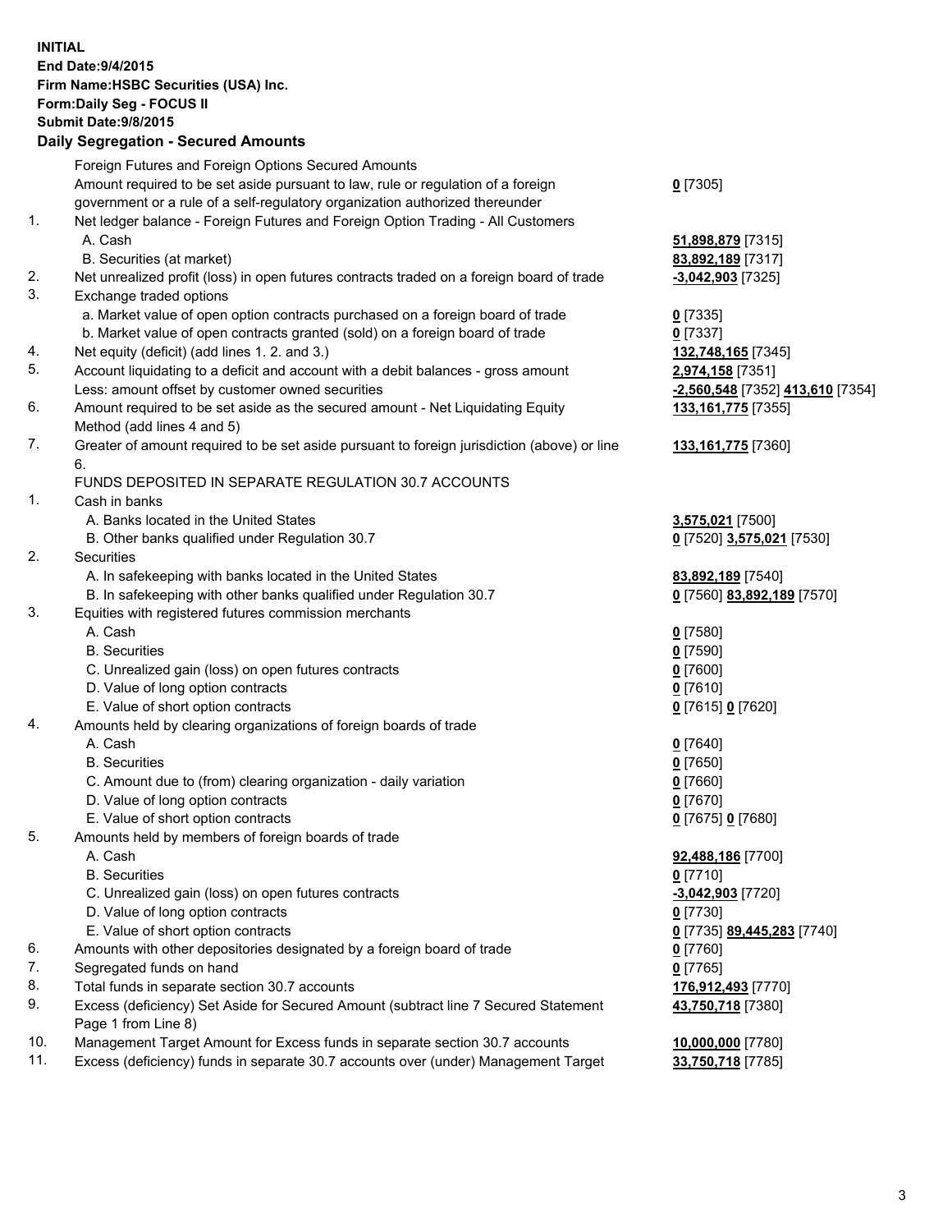**INITIAL**
**End Date:9/4/2015**
**Firm Name:HSBC Securities (USA) Inc.**
**Form:Daily Seg - FOCUS II**
**Submit Date:9/8/2015**

## Daily Segregation - Secured Amounts

| | | |
|---|---|---|
| | Foreign Futures and Foreign Options Secured Amounts | |
| | Amount required to be set aside pursuant to law, rule or regulation of a foreign government or a rule of a self-regulatory organization authorized thereunder | **0** [7305] |
| 1. | Net ledger balance - Foreign Futures and Foreign Option Trading - All Customers | |
| | A. Cash | **51,898,879** [7315] |
| | B. Securities (at market) | **83,892,189** [7317] |
| 2. | Net unrealized profit (loss) in open futures contracts traded on a foreign board of trade | **-3,042,903** [7325] |
| 3. | Exchange traded options | |
| | a. Market value of open option contracts purchased on a foreign board of trade | **0** [7335] |
| | b. Market value of open contracts granted (sold) on a foreign board of trade | **0** [7337] |
| 4. | Net equity (deficit) (add lines 1. 2. and 3.) | **132,748,165** [7345] |
| 5. | Account liquidating to a deficit and account with a debit balances - gross amount | **2,974,158** [7351] |
| | Less: amount offset by customer owned securities | **-2,560,548** [7352] **413,610** [7354] |
| 6. | Amount required to be set aside as the secured amount - Net Liquidating Equity Method (add lines 4 and 5) | **133,161,775** [7355] |
| 7. | Greater of amount required to be set aside pursuant to foreign jurisdiction (above) or line 6. | **133,161,775** [7360] |
| | FUNDS DEPOSITED IN SEPARATE REGULATION 30.7 ACCOUNTS | |
| 1. | Cash in banks | |
| | A. Banks located in the United States | **3,575,021** [7500] |
| | B. Other banks qualified under Regulation 30.7 | **0** [7520] **3,575,021** [7530] |
| 2. | Securities | |
| | A. In safekeeping with banks located in the United States | **83,892,189** [7540] |
| | B. In safekeeping with other banks qualified under Regulation 30.7 | **0** [7560] **83,892,189** [7570] |
| 3. | Equities with registered futures commission merchants | |
| | A. Cash | **0** [7580] |
| | B. Securities | **0** [7590] |
| | C. Unrealized gain (loss) on open futures contracts | **0** [7600] |
| | D. Value of long option contracts | **0** [7610] |
| | E. Value of short option contracts | **0** [7615] **0** [7620] |
| 4. | Amounts held by clearing organizations of foreign boards of trade | |
| | A. Cash | **0** [7640] |
| | B. Securities | **0** [7650] |
| | C. Amount due to (from) clearing organization - daily variation | **0** [7660] |
| | D. Value of long option contracts | **0** [7670] |
| | E. Value of short option contracts | **0** [7675] **0** [7680] |
| 5. | Amounts held by members of foreign boards of trade | |
| | A. Cash | **92,488,186** [7700] |
| | B. Securities | **0** [7710] |
| | C. Unrealized gain (loss) on open futures contracts | **-3,042,903** [7720] |
| | D. Value of long option contracts | **0** [7730] |
| | E. Value of short option contracts | **0** [7735] **89,445,283** [7740] |
| 6. | Amounts with other depositories designated by a foreign board of trade | **0** [7760] |
| 7. | Segregated funds on hand | **0** [7765] |
| 8. | Total funds in separate section 30.7 accounts | **176,912,493** [7770] |
| 9. | Excess (deficiency) Set Aside for Secured Amount (subtract line 7 Secured Statement Page 1 from Line 8) | **43,750,718** [7380] |
| 10. | Management Target Amount for Excess funds in separate section 30.7 accounts | **10,000,000** [7780] |
| 11. | Excess (deficiency) funds in separate 30.7 accounts over (under) Management Target | **33,750,718** [7785] |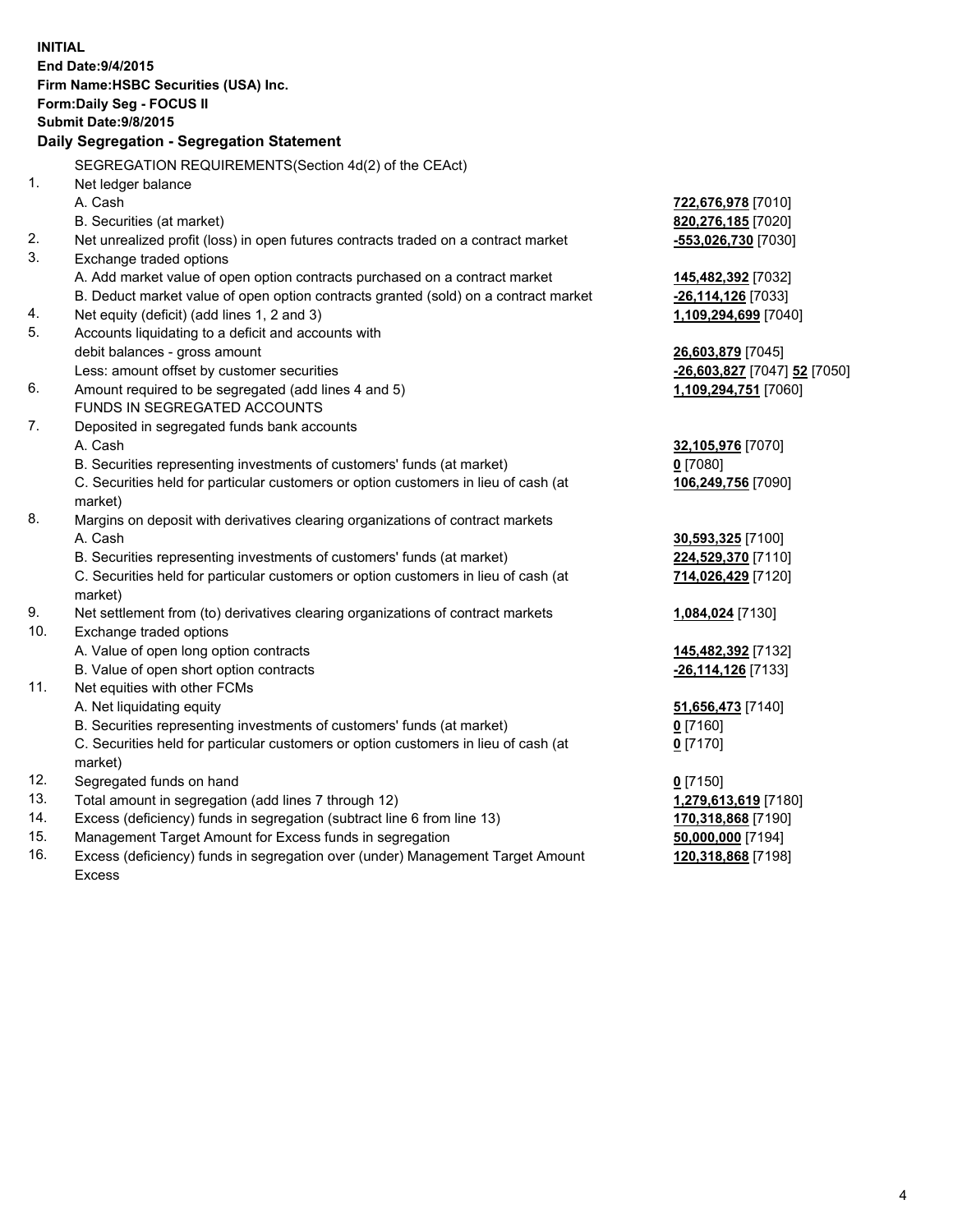**INITIAL**
**End Date:9/4/2015**
**Firm Name:HSBC Securities (USA) Inc.**
**Form:Daily Seg - FOCUS II**
**Submit Date:9/8/2015**

### Daily Segregation - Segregation Statement

SEGREGATION REQUIREMENTS(Section 4d(2) of the CEAct)

| | | |
|---|---|---|
| 1. | Net ledger balance | |
| | A. Cash | **722,676,978** [7010] |
| | B. Securities (at market) | **820,276,185** [7020] |
| 2. | Net unrealized profit (loss) in open futures contracts traded on a contract market | **-553,026,730** [7030] |
| 3. | Exchange traded options | |
| | A. Add market value of open option contracts purchased on a contract market | **145,482,392** [7032] |
| | B. Deduct market value of open option contracts granted (sold) on a contract market | **-26,114,126** [7033] |
| 4. | Net equity (deficit) (add lines 1, 2 and 3) | **1,109,294,699** [7040] |
| 5. | Accounts liquidating to a deficit and accounts with | |
| | debit balances - gross amount | **26,603,879** [7045] |
| | Less: amount offset by customer securities | **-26,603,827** [7047] **52** [7050] |
| 6. | Amount required to be segregated (add lines 4 and 5) | **1,109,294,751** [7060] |
| | FUNDS IN SEGREGATED ACCOUNTS | |
| 7. | Deposited in segregated funds bank accounts | |
| | A. Cash | **32,105,976** [7070] |
| | B. Securities representing investments of customers' funds (at market) | **0** [7080] |
| | C. Securities held for particular customers or option customers in lieu of cash (at market) | **106,249,756** [7090] |
| 8. | Margins on deposit with derivatives clearing organizations of contract markets | |
| | A. Cash | **30,593,325** [7100] |
| | B. Securities representing investments of customers' funds (at market) | **224,529,370** [7110] |
| | C. Securities held for particular customers or option customers in lieu of cash (at market) | **714,026,429** [7120] |
| 9. | Net settlement from (to) derivatives clearing organizations of contract markets | **1,084,024** [7130] |
| 10. | Exchange traded options | |
| | A. Value of open long option contracts | **145,482,392** [7132] |
| | B. Value of open short option contracts | **-26,114,126** [7133] |
| 11. | Net equities with other FCMs | |
| | A. Net liquidating equity | **51,656,473** [7140] |
| | B. Securities representing investments of customers' funds (at market) | **0** [7160] |
| | C. Securities held for particular customers or option customers in lieu of cash (at market) | **0** [7170] |
| 12. | Segregated funds on hand | **0** [7150] |
| 13. | Total amount in segregation (add lines 7 through 12) | **1,279,613,619** [7180] |
| 14. | Excess (deficiency) funds in segregation (subtract line 6 from line 13) | **170,318,868** [7190] |
| 15. | Management Target Amount for Excess funds in segregation | **50,000,000** [7194] |
| 16. | Excess (deficiency) funds in segregation over (under) Management Target Amount Excess | **120,318,868** [7198] |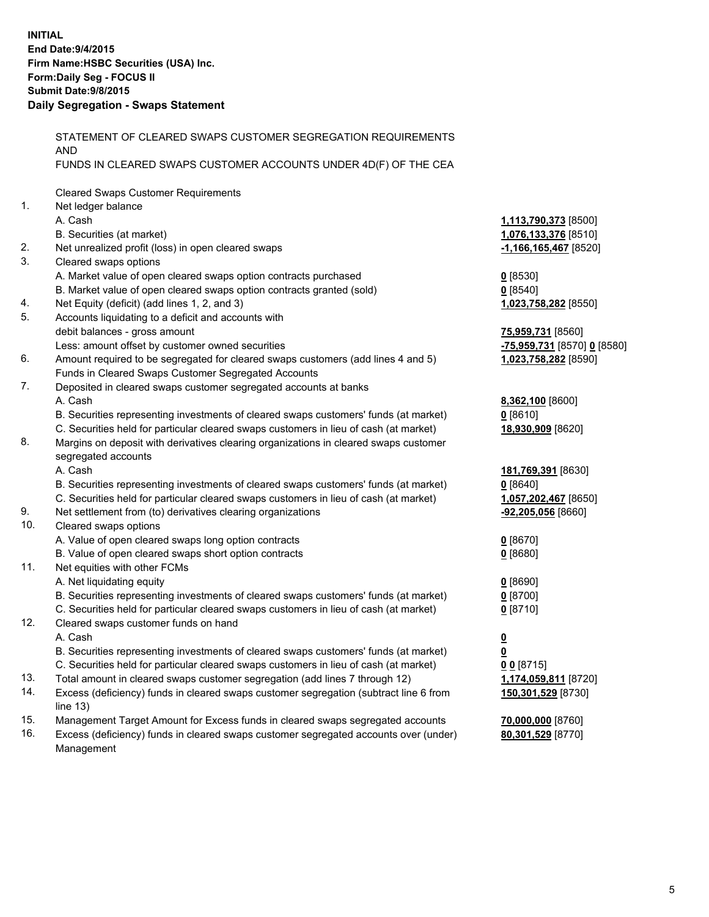**INITIAL**
**End Date:9/4/2015**
**Firm Name:HSBC Securities (USA) Inc.**
**Form:Daily Seg - FOCUS II**
**Submit Date:9/8/2015**
**Daily Segregation - Swaps Statement**

STATEMENT OF CLEARED SWAPS CUSTOMER SEGREGATION REQUIREMENTS AND FUNDS IN CLEARED SWAPS CUSTOMER ACCOUNTS UNDER 4D(F) OF THE CEA

| | | |
|---|---|---|
| | Cleared Swaps Customer Requirements | |
| 1. | Net ledger balance | |
| | A. Cash | **1,113,790,373** [8500] |
| | B. Securities (at market) | **1,076,133,376** [8510] |
| 2. | Net unrealized profit (loss) in open cleared swaps | **-1,166,165,467** [8520] |
| 3. | Cleared swaps options | |
| | A. Market value of open cleared swaps option contracts purchased | **0** [8530] |
| | B. Market value of open cleared swaps option contracts granted (sold) | **0** [8540] |
| 4. | Net Equity (deficit) (add lines 1, 2, and 3) | **1,023,758,282** [8550] |
| 5. | Accounts liquidating to a deficit and accounts with debit balances - gross amount | **75,959,731** [8560] |
| | Less: amount offset by customer owned securities | **-75,959,731** [8570] **0** [8580] |
| 6. | Amount required to be segregated for cleared swaps customers (add lines 4 and 5) | **1,023,758,282** [8590] |
| | Funds in Cleared Swaps Customer Segregated Accounts | |
| 7. | Deposited in cleared swaps customer segregated accounts at banks | |
| | A. Cash | **8,362,100** [8600] |
| | B. Securities representing investments of cleared swaps customers' funds (at market) | **0** [8610] |
| | C. Securities held for particular cleared swaps customers in lieu of cash (at market) | **18,930,909** [8620] |
| 8. | Margins on deposit with derivatives clearing organizations in cleared swaps customer segregated accounts | |
| | A. Cash | **181,769,391** [8630] |
| | B. Securities representing investments of cleared swaps customers' funds (at market) | **0** [8640] |
| | C. Securities held for particular cleared swaps customers in lieu of cash (at market) | **1,057,202,467** [8650] |
| 9. | Net settlement from (to) derivatives clearing organizations | **-92,205,056** [8660] |
| 10. | Cleared swaps options | |
| | A. Value of open cleared swaps long option contracts | **0** [8670] |
| | B. Value of open cleared swaps short option contracts | **0** [8680] |
| 11. | Net equities with other FCMs | |
| | A. Net liquidating equity | **0** [8690] |
| | B. Securities representing investments of cleared swaps customers' funds (at market) | **0** [8700] |
| | C. Securities held for particular cleared swaps customers in lieu of cash (at market) | **0** [8710] |
| 12. | Cleared swaps customer funds on hand | |
| | A. Cash | **0** |
| | B. Securities representing investments of cleared swaps customers' funds (at market) | **0** |
| | C. Securities held for particular cleared swaps customers in lieu of cash (at market) | **0** **0** [8715] |
| 13. | Total amount in cleared swaps customer segregation (add lines 7 through 12) | **1,174,059,811** [8720] |
| 14. | Excess (deficiency) funds in cleared swaps customer segregation (subtract line 6 from line 13) | **150,301,529** [8730] |
| 15. | Management Target Amount for Excess funds in cleared swaps segregated accounts | **70,000,000** [8760] |
| 16. | Excess (deficiency) funds in cleared swaps customer segregated accounts over (under) Management | **80,301,529** [8770] |